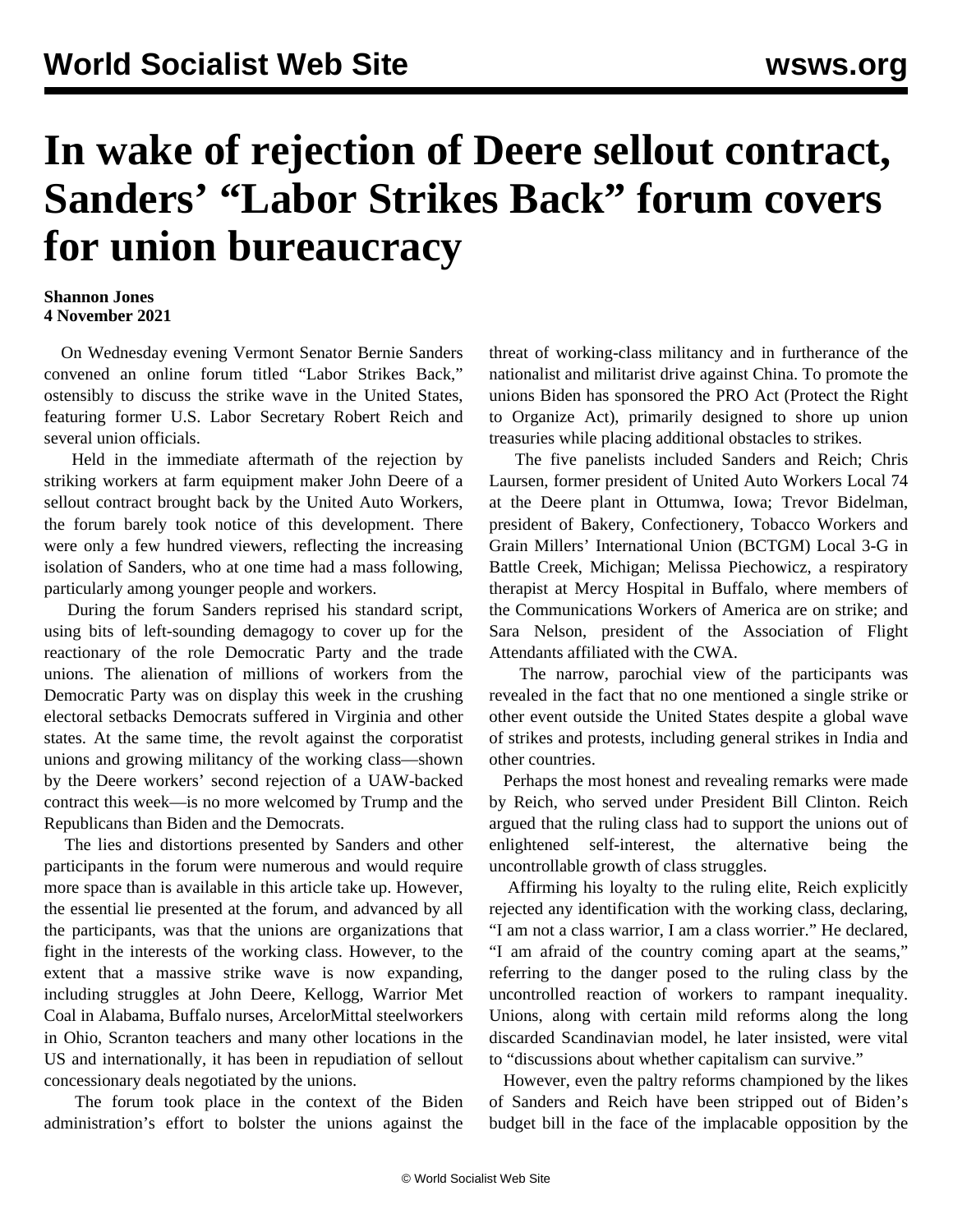# In wake of rejection of Deere sellout contract, Sanders' "Labor Strikes Back" forum covers for union bureaucracy

**Shannon Jones**
**4 November 2021**

On Wednesday evening Vermont Senator Bernie Sanders convened an online forum titled "Labor Strikes Back," ostensibly to discuss the strike wave in the United States, featuring former U.S. Labor Secretary Robert Reich and several union officials.

Held in the immediate aftermath of the rejection by striking workers at farm equipment maker John Deere of a sellout contract brought back by the United Auto Workers, the forum barely took notice of this development. There were only a few hundred viewers, reflecting the increasing isolation of Sanders, who at one time had a mass following, particularly among younger people and workers.

During the forum Sanders reprised his standard script, using bits of left-sounding demagogy to cover up for the reactionary of the role Democratic Party and the trade unions. The alienation of millions of workers from the Democratic Party was on display this week in the crushing electoral setbacks Democrats suffered in Virginia and other states. At the same time, the revolt against the corporatist unions and growing militancy of the working class—shown by the Deere workers' second rejection of a UAW-backed contract this week—is no more welcomed by Trump and the Republicans than Biden and the Democrats.

The lies and distortions presented by Sanders and other participants in the forum were numerous and would require more space than is available in this article take up. However, the essential lie presented at the forum, and advanced by all the participants, was that the unions are organizations that fight in the interests of the working class. However, to the extent that a massive strike wave is now expanding, including struggles at John Deere, Kellogg, Warrior Met Coal in Alabama, Buffalo nurses, ArcelorMittal steelworkers in Ohio, Scranton teachers and many other locations in the US and internationally, it has been in repudiation of sellout concessionary deals negotiated by the unions.

The forum took place in the context of the Biden administration's effort to bolster the unions against the threat of working-class militancy and in furtherance of the nationalist and militarist drive against China. To promote the unions Biden has sponsored the PRO Act (Protect the Right to Organize Act), primarily designed to shore up union treasuries while placing additional obstacles to strikes.

The five panelists included Sanders and Reich; Chris Laursen, former president of United Auto Workers Local 74 at the Deere plant in Ottumwa, Iowa; Trevor Bidelman, president of Bakery, Confectionery, Tobacco Workers and Grain Millers' International Union (BCTGM) Local 3-G in Battle Creek, Michigan; Melissa Piechowicz, a respiratory therapist at Mercy Hospital in Buffalo, where members of the Communications Workers of America are on strike; and Sara Nelson, president of the Association of Flight Attendants affiliated with the CWA.

The narrow, parochial view of the participants was revealed in the fact that no one mentioned a single strike or other event outside the United States despite a global wave of strikes and protests, including general strikes in India and other countries.

Perhaps the most honest and revealing remarks were made by Reich, who served under President Bill Clinton. Reich argued that the ruling class had to support the unions out of enlightened self-interest, the alternative being the uncontrollable growth of class struggles.

Affirming his loyalty to the ruling elite, Reich explicitly rejected any identification with the working class, declaring, "I am not a class warrior, I am a class worrier." He declared, "I am afraid of the country coming apart at the seams," referring to the danger posed to the ruling class by the uncontrolled reaction of workers to rampant inequality. Unions, along with certain mild reforms along the long discarded Scandinavian model, he later insisted, were vital to "discussions about whether capitalism can survive."

However, even the paltry reforms championed by the likes of Sanders and Reich have been stripped out of Biden's budget bill in the face of the implacable opposition by the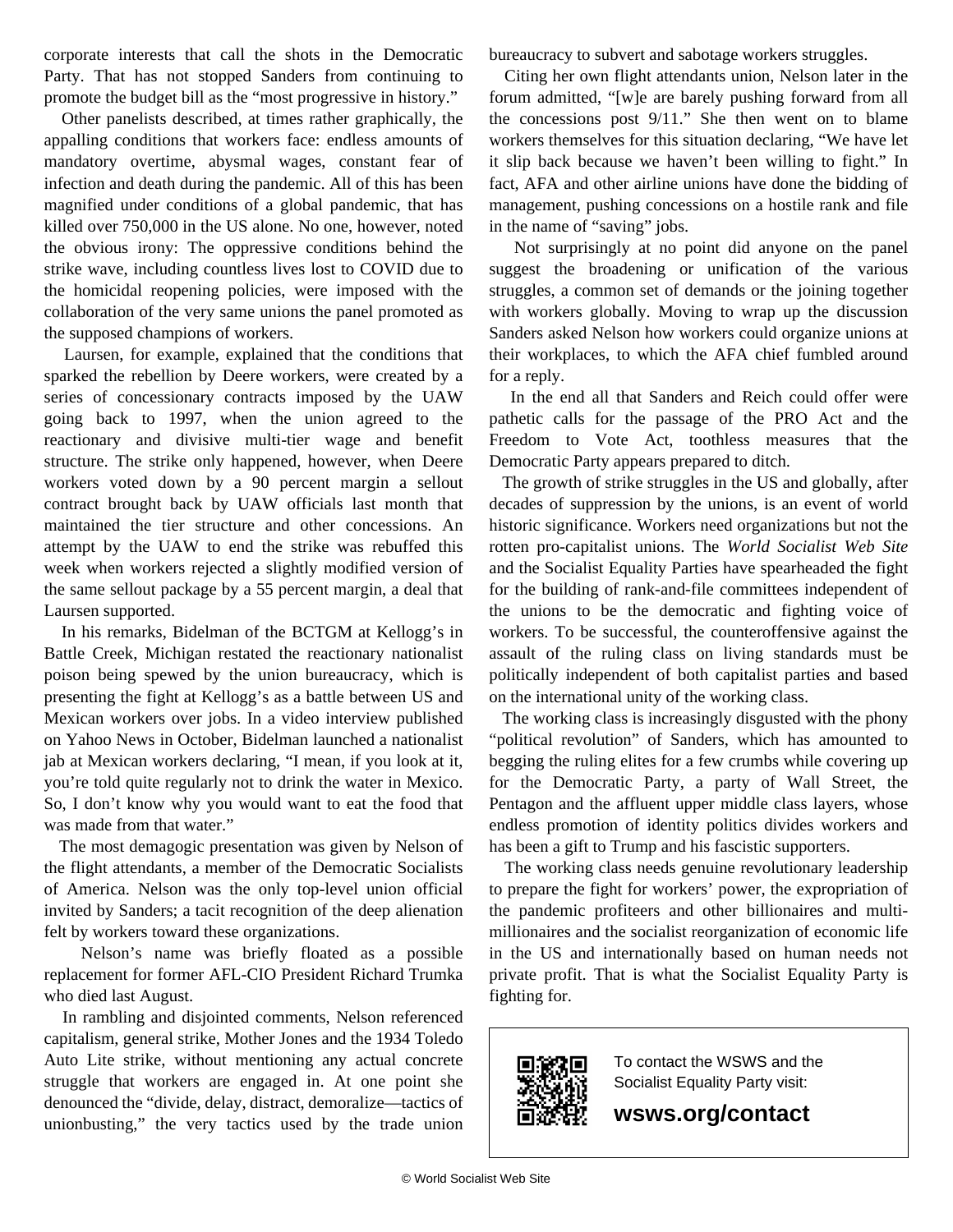corporate interests that call the shots in the Democratic Party. That has not stopped Sanders from continuing to promote the budget bill as the "most progressive in history."

Other panelists described, at times rather graphically, the appalling conditions that workers face: endless amounts of mandatory overtime, abysmal wages, constant fear of infection and death during the pandemic. All of this has been magnified under conditions of a global pandemic, that has killed over 750,000 in the US alone. No one, however, noted the obvious irony: The oppressive conditions behind the strike wave, including countless lives lost to COVID due to the homicidal reopening policies, were imposed with the collaboration of the very same unions the panel promoted as the supposed champions of workers.

Laursen, for example, explained that the conditions that sparked the rebellion by Deere workers, were created by a series of concessionary contracts imposed by the UAW going back to 1997, when the union agreed to the reactionary and divisive multi-tier wage and benefit structure. The strike only happened, however, when Deere workers voted down by a 90 percent margin a sellout contract brought back by UAW officials last month that maintained the tier structure and other concessions. An attempt by the UAW to end the strike was rebuffed this week when workers rejected a slightly modified version of the same sellout package by a 55 percent margin, a deal that Laursen supported.

In his remarks, Bidelman of the BCTGM at Kellogg's in Battle Creek, Michigan restated the reactionary nationalist poison being spewed by the union bureaucracy, which is presenting the fight at Kellogg's as a battle between US and Mexican workers over jobs. In a video interview published on Yahoo News in October, Bidelman launched a nationalist jab at Mexican workers declaring, "I mean, if you look at it, you're told quite regularly not to drink the water in Mexico. So, I don't know why you would want to eat the food that was made from that water."

The most demagogic presentation was given by Nelson of the flight attendants, a member of the Democratic Socialists of America. Nelson was the only top-level union official invited by Sanders; a tacit recognition of the deep alienation felt by workers toward these organizations.

Nelson's name was briefly floated as a possible replacement for former AFL-CIO President Richard Trumka who died last August.

In rambling and disjointed comments, Nelson referenced capitalism, general strike, Mother Jones and the 1934 Toledo Auto Lite strike, without mentioning any actual concrete struggle that workers are engaged in. At one point she denounced the "divide, delay, distract, demoralize—tactics of unionbusting," the very tactics used by the trade union bureaucracy to subvert and sabotage workers struggles.

Citing her own flight attendants union, Nelson later in the forum admitted, "[w]e are barely pushing forward from all the concessions post 9/11." She then went on to blame workers themselves for this situation declaring, "We have let it slip back because we haven't been willing to fight." In fact, AFA and other airline unions have done the bidding of management, pushing concessions on a hostile rank and file in the name of "saving" jobs.

Not surprisingly at no point did anyone on the panel suggest the broadening or unification of the various struggles, a common set of demands or the joining together with workers globally. Moving to wrap up the discussion Sanders asked Nelson how workers could organize unions at their workplaces, to which the AFA chief fumbled around for a reply.

In the end all that Sanders and Reich could offer were pathetic calls for the passage of the PRO Act and the Freedom to Vote Act, toothless measures that the Democratic Party appears prepared to ditch.

The growth of strike struggles in the US and globally, after decades of suppression by the unions, is an event of world historic significance. Workers need organizations but not the rotten pro-capitalist unions. The *World Socialist Web Site* and the Socialist Equality Parties have spearheaded the fight for the building of rank-and-file committees independent of the unions to be the democratic and fighting voice of workers. To be successful, the counteroffensive against the assault of the ruling class on living standards must be politically independent of both capitalist parties and based on the international unity of the working class.

The working class is increasingly disgusted with the phony "political revolution" of Sanders, which has amounted to begging the ruling elites for a few crumbs while covering up for the Democratic Party, a party of Wall Street, the Pentagon and the affluent upper middle class layers, whose endless promotion of identity politics divides workers and has been a gift to Trump and his fascistic supporters.

The working class needs genuine revolutionary leadership to prepare the fight for workers' power, the expropriation of the pandemic profiteers and other billionaires and multi-millionaires and the socialist reorganization of economic life in the US and internationally based on human needs not private profit. That is what the Socialist Equality Party is fighting for.

To contact the WSWS and the Socialist Equality Party visit:

**wsws.org/contact**